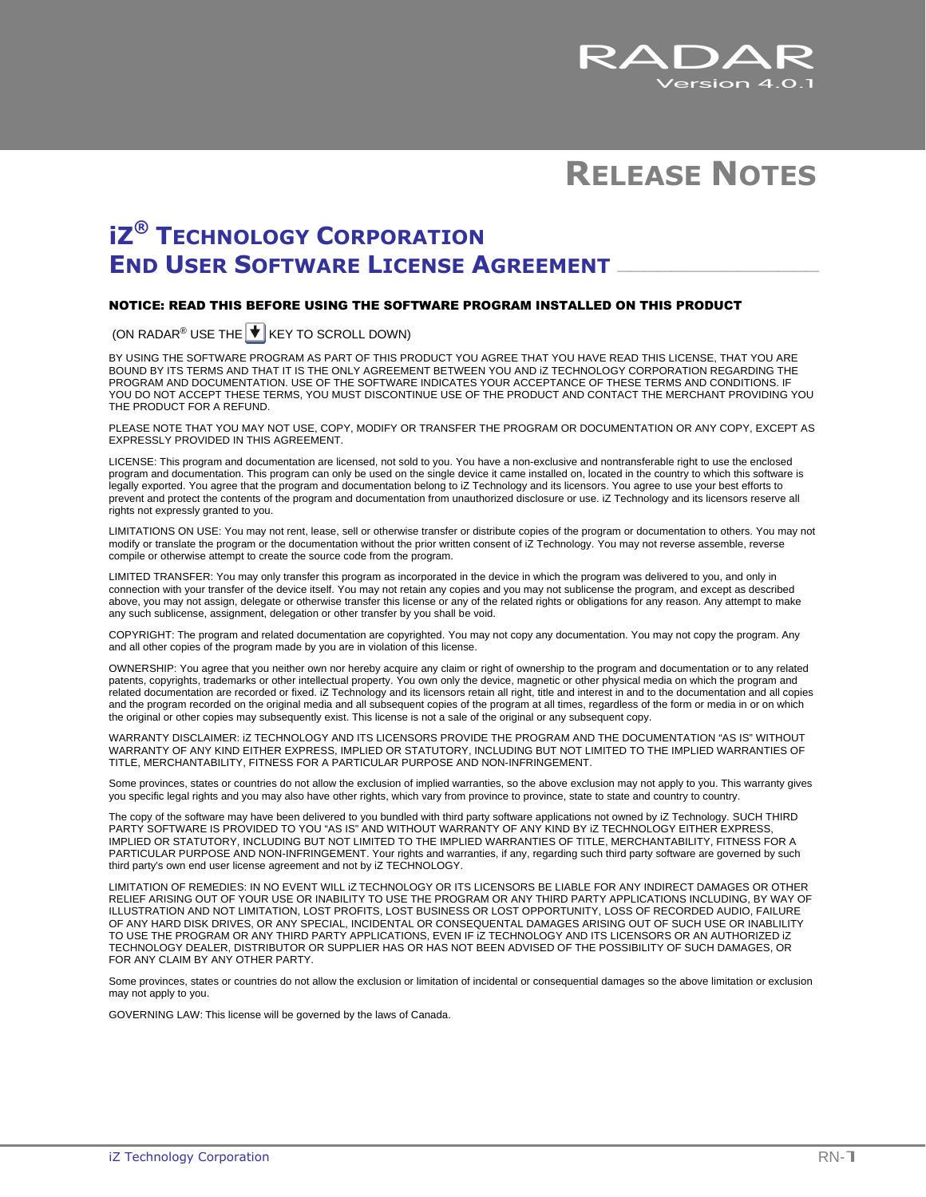RADAR
Version 4.0.1

# RELEASE NOTES

## iZ® TECHNOLOGY CORPORATION
## END USER SOFTWARE LICENSE AGREEMENT

**NOTICE: READ THIS BEFORE USING THE SOFTWARE PROGRAM INSTALLED ON THIS PRODUCT**

(ON RADAR® USE THE ↓ KEY TO SCROLL DOWN)

BY USING THE SOFTWARE PROGRAM AS PART OF THIS PRODUCT YOU AGREE THAT YOU HAVE READ THIS LICENSE, THAT YOU ARE BOUND BY ITS TERMS AND THAT IT IS THE ONLY AGREEMENT BETWEEN YOU AND iZ TECHNOLOGY CORPORATION REGARDING THE PROGRAM AND DOCUMENTATION. USE OF THE SOFTWARE INDICATES YOUR ACCEPTANCE OF THESE TERMS AND CONDITIONS. IF YOU DO NOT ACCEPT THESE TERMS, YOU MUST DISCONTINUE USE OF THE PRODUCT AND CONTACT THE MERCHANT PROVIDING YOU THE PRODUCT FOR A REFUND.

PLEASE NOTE THAT YOU MAY NOT USE, COPY, MODIFY OR TRANSFER THE PROGRAM OR DOCUMENTATION OR ANY COPY, EXCEPT AS EXPRESSLY PROVIDED IN THIS AGREEMENT.

LICENSE: This program and documentation are licensed, not sold to you. You have a non-exclusive and nontransferable right to use the enclosed program and documentation. This program can only be used on the single device it came installed on, located in the country to which this software is legally exported. You agree that the program and documentation belong to iZ Technology and its licensors. You agree to use your best efforts to prevent and protect the contents of the program and documentation from unauthorized disclosure or use. iZ Technology and its licensors reserve all rights not expressly granted to you.

LIMITATIONS ON USE: You may not rent, lease, sell or otherwise transfer or distribute copies of the program or documentation to others. You may not modify or translate the program or the documentation without the prior written consent of iZ Technology. You may not reverse assemble, reverse compile or otherwise attempt to create the source code from the program.

LIMITED TRANSFER: You may only transfer this program as incorporated in the device in which the program was delivered to you, and only in connection with your transfer of the device itself. You may not retain any copies and you may not sublicense the program, and except as described above, you may not assign, delegate or otherwise transfer this license or any of the related rights or obligations for any reason. Any attempt to make any such sublicense, assignment, delegation or other transfer by you shall be void.

COPYRIGHT: The program and related documentation are copyrighted. You may not copy any documentation. You may not copy the program. Any and all other copies of the program made by you are in violation of this license.

OWNERSHIP: You agree that you neither own nor hereby acquire any claim or right of ownership to the program and documentation or to any related patents, copyrights, trademarks or other intellectual property. You own only the device, magnetic or other physical media on which the program and related documentation are recorded or fixed. iZ Technology and its licensors retain all right, title and interest in and to the documentation and all copies and the program recorded on the original media and all subsequent copies of the program at all times, regardless of the form or media in or on which the original or other copies may subsequently exist. This license is not a sale of the original or any subsequent copy.

WARRANTY DISCLAIMER: iZ TECHNOLOGY AND ITS LICENSORS PROVIDE THE PROGRAM AND THE DOCUMENTATION "AS IS" WITHOUT WARRANTY OF ANY KIND EITHER EXPRESS, IMPLIED OR STATUTORY, INCLUDING BUT NOT LIMITED TO THE IMPLIED WARRANTIES OF TITLE, MERCHANTABILITY, FITNESS FOR A PARTICULAR PURPOSE AND NON-INFRINGEMENT.

Some provinces, states or countries do not allow the exclusion of implied warranties, so the above exclusion may not apply to you. This warranty gives you specific legal rights and you may also have other rights, which vary from province to province, state to state and country to country.

The copy of the software may have been delivered to you bundled with third party software applications not owned by iZ Technology. SUCH THIRD PARTY SOFTWARE IS PROVIDED TO YOU "AS IS" AND WITHOUT WARRANTY OF ANY KIND BY iZ TECHNOLOGY EITHER EXPRESS, IMPLIED OR STATUTORY, INCLUDING BUT NOT LIMITED TO THE IMPLIED WARRANTIES OF TITLE, MERCHANTABILITY, FITNESS FOR A PARTICULAR PURPOSE AND NON-INFRINGEMENT. Your rights and warranties, if any, regarding such third party software are governed by such third party's own end user license agreement and not by iZ TECHNOLOGY.

LIMITATION OF REMEDIES: IN NO EVENT WILL iZ TECHNOLOGY OR ITS LICENSORS BE LIABLE FOR ANY INDIRECT DAMAGES OR OTHER RELIEF ARISING OUT OF YOUR USE OR INABILITY TO USE THE PROGRAM OR ANY THIRD PARTY APPLICATIONS INCLUDING, BY WAY OF ILLUSTRATION AND NOT LIMITATION, LOST PROFITS, LOST BUSINESS OR LOST OPPORTUNITY, LOSS OF RECORDED AUDIO, FAILURE OF ANY HARD DISK DRIVES, OR ANY SPECIAL, INCIDENTAL OR CONSEQUENTAL DAMAGES ARISING OUT OF SUCH USE OR INABLILITY TO USE THE PROGRAM OR ANY THIRD PARTY APPLICATIONS, EVEN IF iZ TECHNOLOGY AND ITS LICENSORS OR AN AUTHORIZED iZ TECHNOLOGY DEALER, DISTRIBUTOR OR SUPPLIER HAS OR HAS NOT BEEN ADVISED OF THE POSSIBILITY OF SUCH DAMAGES, OR FOR ANY CLAIM BY ANY OTHER PARTY.

Some provinces, states or countries do not allow the exclusion or limitation of incidental or consequential damages so the above limitation or exclusion may not apply to you.

GOVERNING LAW: This license will be governed by the laws of Canada.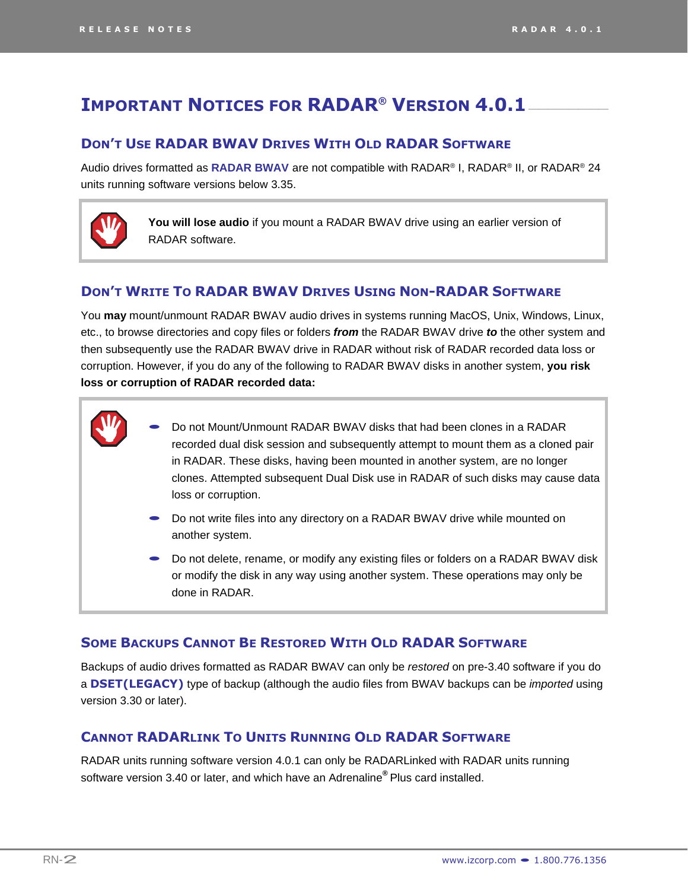# Important Notices for RADAR® Version 4.0.1

## Don't Use RADAR BWAV Drives With Old RADAR Software

Audio drives formatted as **RADAR BWAV** are not compatible with RADAR® I, RADAR® II, or RADAR® 24 units running software versions below 3.35.

> **You will lose audio** if you mount a RADAR BWAV drive using an earlier version of RADAR software.

## Don't Write To RADAR BWAV Drives Using Non-RADAR Software

You **may** mount/unmount RADAR BWAV audio drives in systems running MacOS, Unix, Windows, Linux, etc., to browse directories and copy files or folders ***from*** the RADAR BWAV drive ***to*** the other system and then subsequently use the RADAR BWAV drive in RADAR without risk of RADAR recorded data loss or corruption. However, if you do any of the following to RADAR BWAV disks in another system, **you risk loss or corruption of RADAR recorded data:**

> - Do not Mount/Unmount RADAR BWAV disks that had been clones in a RADAR recorded dual disk session and subsequently attempt to mount them as a cloned pair in RADAR. These disks, having been mounted in another system, are no longer clones. Attempted subsequent Dual Disk use in RADAR of such disks may cause data loss or corruption.
> - Do not write files into any directory on a RADAR BWAV drive while mounted on another system.
> - Do not delete, rename, or modify any existing files or folders on a RADAR BWAV disk or modify the disk in any way using another system. These operations may only be done in RADAR.

## Some Backups Cannot Be Restored With Old RADAR Software

Backups of audio drives formatted as RADAR BWAV can only be *restored* on pre-3.40 software if you do a **DSET(LEGACY)** type of backup (although the audio files from BWAV backups can be *imported* using version 3.30 or later).

## Cannot RADARLink To Units Running Old RADAR Software

RADAR units running software version 4.0.1 can only be RADARLinked with RADAR units running software version 3.40 or later, and which have an Adrenaline® Plus card installed.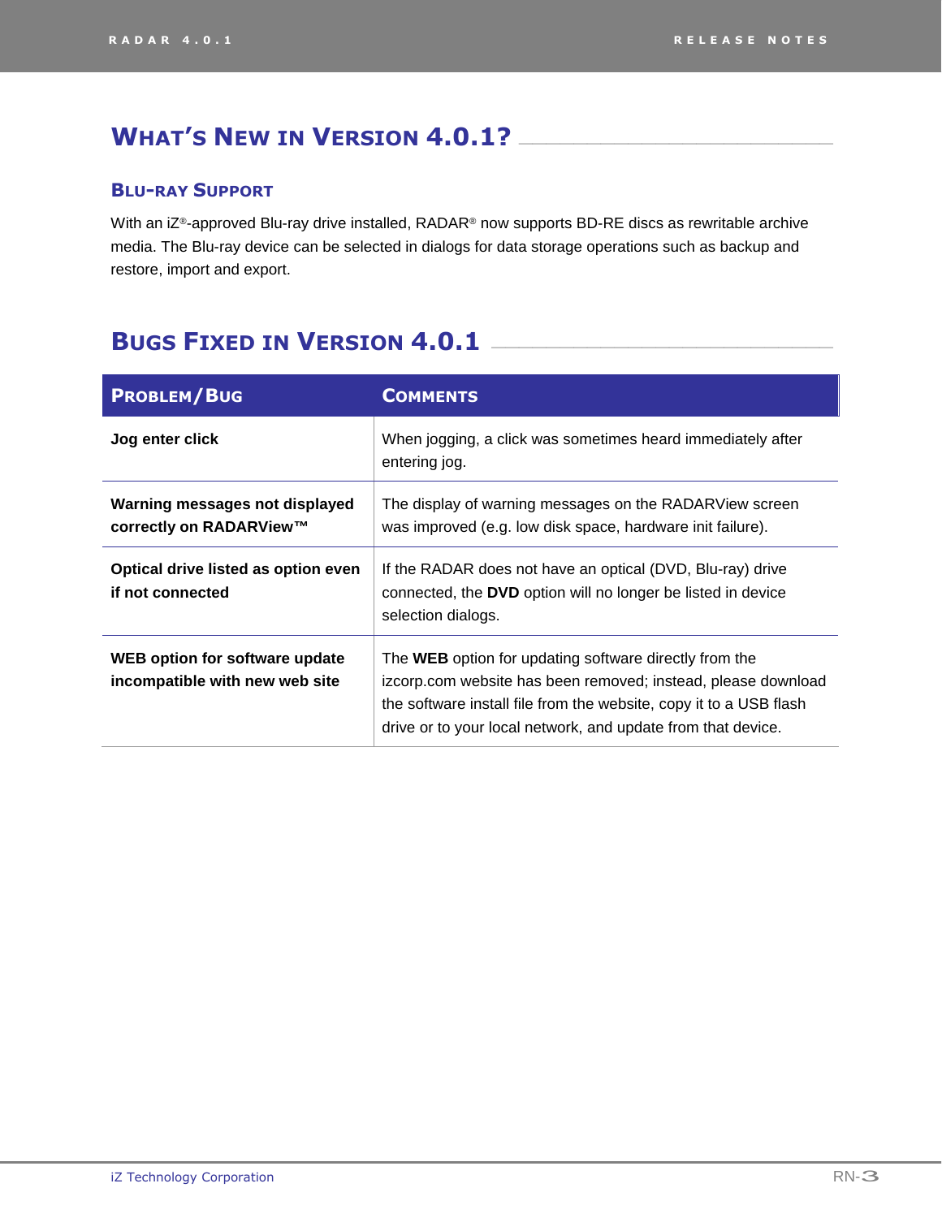## What's New in Version 4.0.1?

### Blu-ray Support

With an iZ®-approved Blu-ray drive installed, RADAR® now supports BD-RE discs as rewritable archive media. The Blu-ray device can be selected in dialogs for data storage operations such as backup and restore, import and export.

## Bugs Fixed in Version 4.0.1

| Problem/Bug | Comments |
| --- | --- |
| **Jog enter click** | When jogging, a click was sometimes heard immediately after entering jog. |
| **Warning messages not displayed correctly on RADARView™** | The display of warning messages on the RADARView screen was improved (e.g. low disk space, hardware init failure). |
| **Optical drive listed as option even if not connected** | If the RADAR does not have an optical (DVD, Blu-ray) drive connected, the **DVD** option will no longer be listed in device selection dialogs. |
| **WEB option for software update incompatible with new web site** | The **WEB** option for updating software directly from the izcorp.com website has been removed; instead, please download the software install file from the website, copy it to a USB flash drive or to your local network, and update from that device. |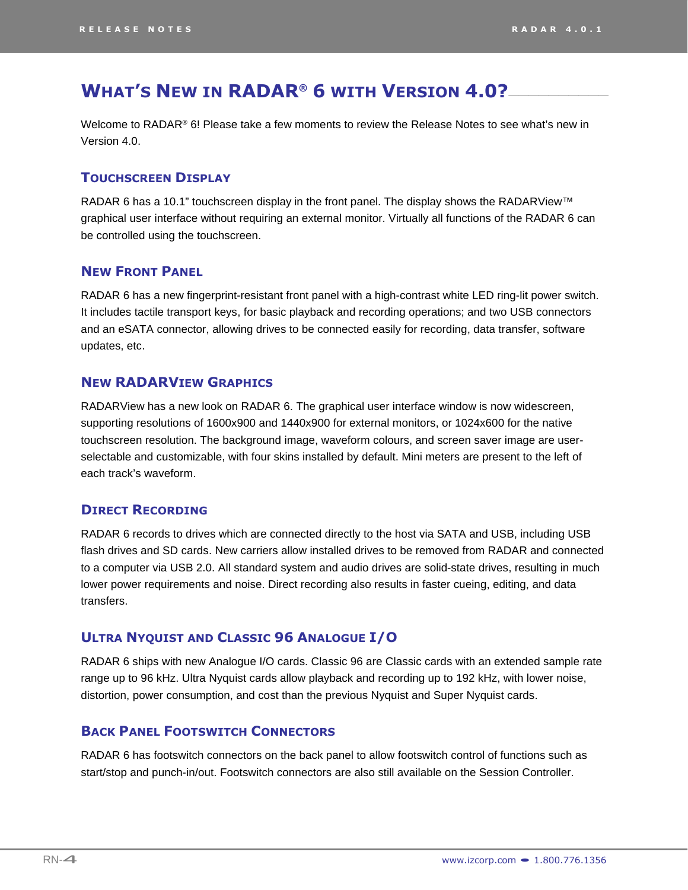# What's New in RADAR® 6 with Version 4.0?

Welcome to RADAR® 6! Please take a few moments to review the Release Notes to see what's new in Version 4.0.

## Touchscreen Display

RADAR 6 has a 10.1" touchscreen display in the front panel. The display shows the RADARView™ graphical user interface without requiring an external monitor. Virtually all functions of the RADAR 6 can be controlled using the touchscreen.

## New Front Panel

RADAR 6 has a new fingerprint-resistant front panel with a high-contrast white LED ring-lit power switch. It includes tactile transport keys, for basic playback and recording operations; and two USB connectors and an eSATA connector, allowing drives to be connected easily for recording, data transfer, software updates, etc.

## New RADARView Graphics

RADARView has a new look on RADAR 6. The graphical user interface window is now widescreen, supporting resolutions of 1600x900 and 1440x900 for external monitors, or 1024x600 for the native touchscreen resolution. The background image, waveform colours, and screen saver image are user-selectable and customizable, with four skins installed by default. Mini meters are present to the left of each track's waveform.

## Direct Recording

RADAR 6 records to drives which are connected directly to the host via SATA and USB, including USB flash drives and SD cards. New carriers allow installed drives to be removed from RADAR and connected to a computer via USB 2.0. All standard system and audio drives are solid-state drives, resulting in much lower power requirements and noise. Direct recording also results in faster cueing, editing, and data transfers.

## Ultra Nyquist and Classic 96 Analogue I/O

RADAR 6 ships with new Analogue I/O cards. Classic 96 are Classic cards with an extended sample rate range up to 96 kHz. Ultra Nyquist cards allow playback and recording up to 192 kHz, with lower noise, distortion, power consumption, and cost than the previous Nyquist and Super Nyquist cards.

## Back Panel Footswitch Connectors

RADAR 6 has footswitch connectors on the back panel to allow footswitch control of functions such as start/stop and punch-in/out. Footswitch connectors are also still available on the Session Controller.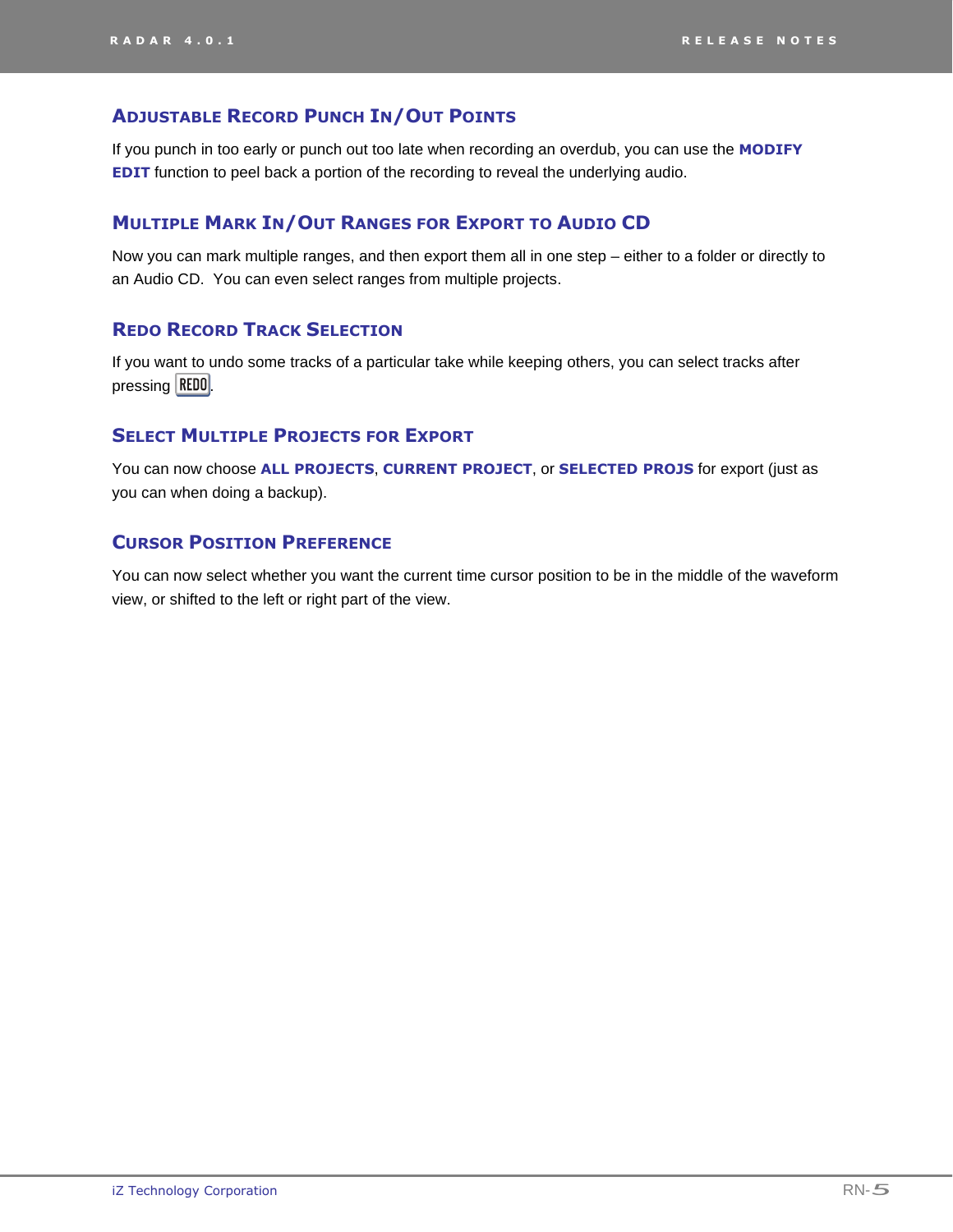## Adjustable Record Punch In/Out Points

If you punch in too early or punch out too late when recording an overdub, you can use the **MODIFY EDIT** function to peel back a portion of the recording to reveal the underlying audio.

## Multiple Mark In/Out Ranges for Export to Audio CD

Now you can mark multiple ranges, and then export them all in one step – either to a folder or directly to an Audio CD. You can even select ranges from multiple projects.

## Redo Record Track Selection

If you want to undo some tracks of a particular take while keeping others, you can select tracks after pressing REDO.

## Select Multiple Projects for Export

You can now choose **ALL PROJECTS**, **CURRENT PROJECT**, or **SELECTED PROJS** for export (just as you can when doing a backup).

## Cursor Position Preference

You can now select whether you want the current time cursor position to be in the middle of the waveform view, or shifted to the left or right part of the view.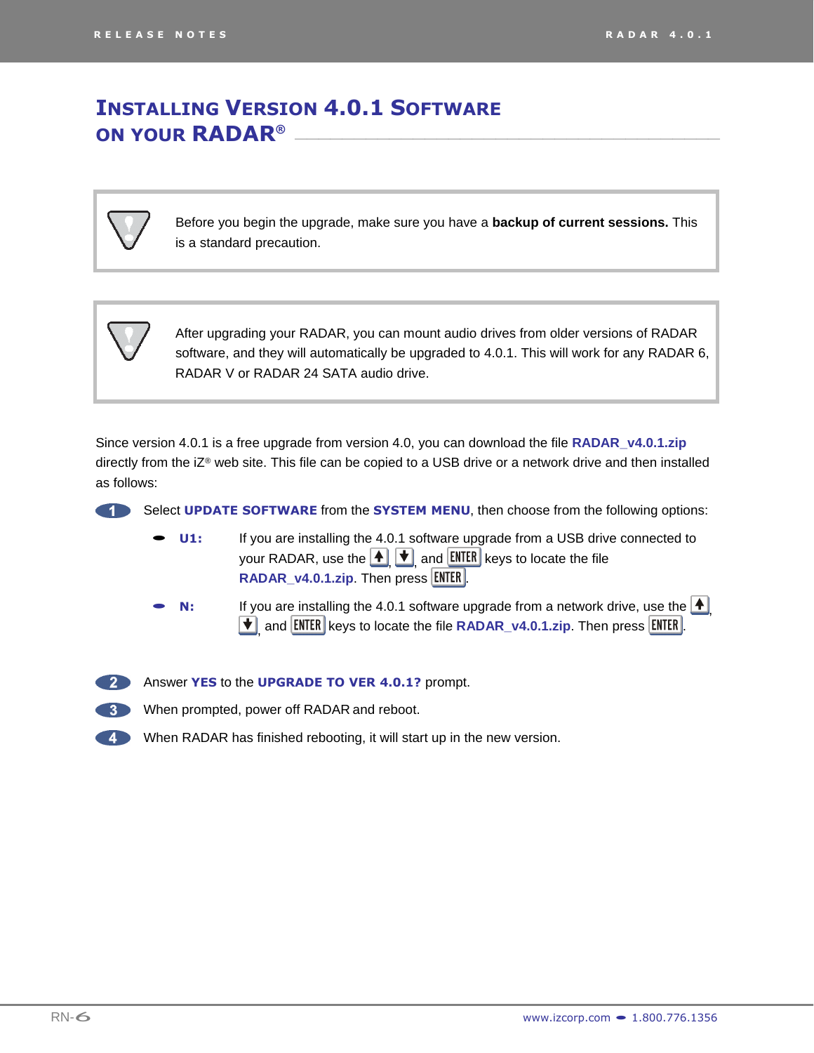# Installing Version 4.0.1 Software on your RADAR®

> Before you begin the upgrade, make sure you have a **backup of current sessions.** This is a standard precaution.

> After upgrading your RADAR, you can mount audio drives from older versions of RADAR software, and they will automatically be upgraded to 4.0.1. This will work for any RADAR 6, RADAR V or RADAR 24 SATA audio drive.

Since version 4.0.1 is a free upgrade from version 4.0, you can download the file **RADAR_v4.0.1.zip** directly from the iZ® web site. This file can be copied to a USB drive or a network drive and then installed as follows:

1. Select **UPDATE SOFTWARE** from the **SYSTEM MENU**, then choose from the following options:
   - **U1:** If you are installing the 4.0.1 software upgrade from a USB drive connected to your RADAR, use the [↑], [↓], and [ENTER] keys to locate the file **RADAR_v4.0.1.zip**. Then press [ENTER].
   - **N:** If you are installing the 4.0.1 software upgrade from a network drive, use the [↑], [↓], and [ENTER] keys to locate the file **RADAR_v4.0.1.zip**. Then press [ENTER].
2. Answer **YES** to the **UPGRADE TO VER 4.0.1?** prompt.
3. When prompted, power off RADAR and reboot.
4. When RADAR has finished rebooting, it will start up in the new version.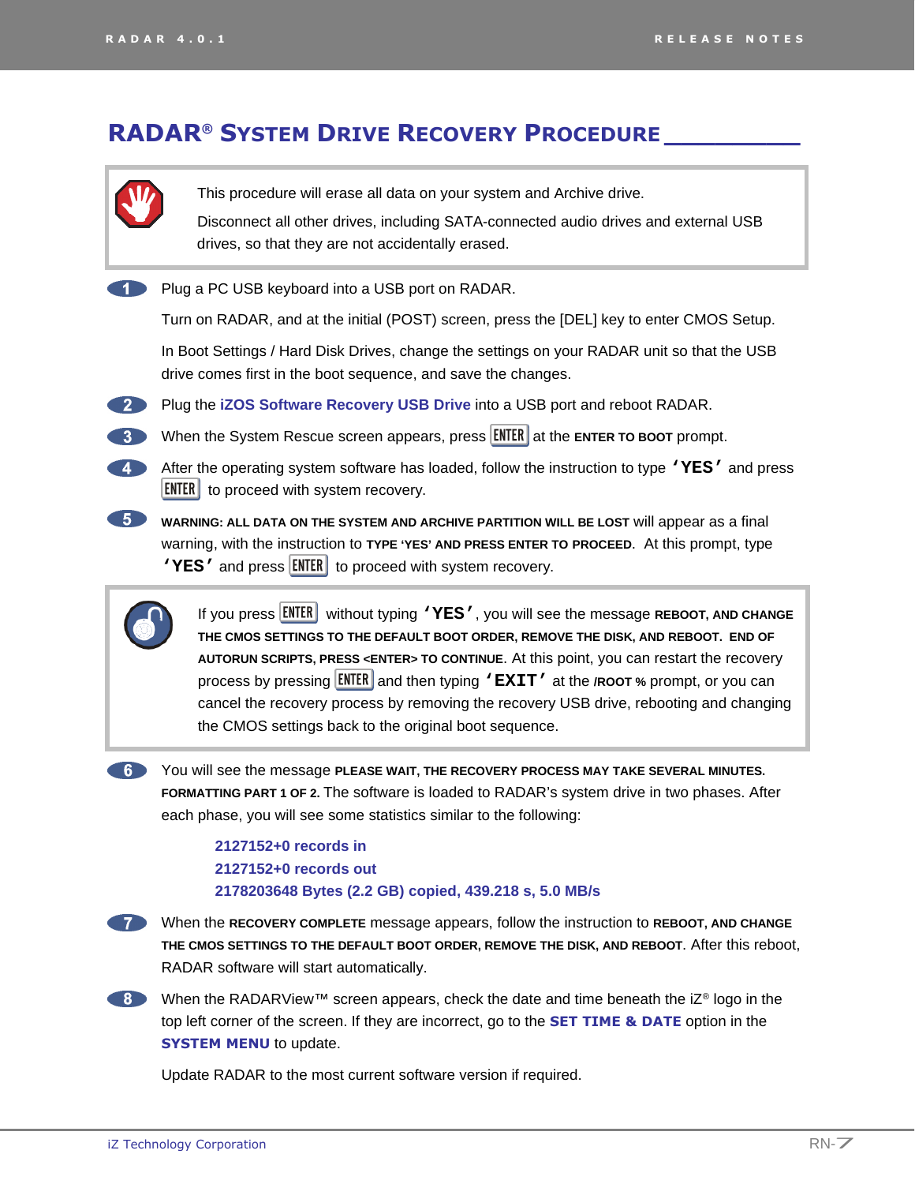# RADAR® SYSTEM DRIVE RECOVERY PROCEDURE

> This procedure will erase all data on your system and Archive drive.
>
> Disconnect all other drives, including SATA-connected audio drives and external USB drives, so that they are not accidentally erased.

1. Plug a PC USB keyboard into a USB port on RADAR.

   Turn on RADAR, and at the initial (POST) screen, press the [DEL] key to enter CMOS Setup.

   In Boot Settings / Hard Disk Drives, change the settings on your RADAR unit so that the USB drive comes first in the boot sequence, and save the changes.

2. Plug the **iZOS Software Recovery USB Drive** into a USB port and reboot RADAR.

3. When the System Rescue screen appears, press ENTER at the **ENTER TO BOOT** prompt.

4. After the operating system software has loaded, follow the instruction to type **'YES'** and press ENTER to proceed with system recovery.

5. **WARNING: ALL DATA ON THE SYSTEM AND ARCHIVE PARTITION WILL BE LOST** will appear as a final warning, with the instruction to **TYPE 'YES' AND PRESS ENTER TO PROCEED**. At this prompt, type **'YES'** and press ENTER to proceed with system recovery.

> If you press ENTER without typing **'YES'**, you will see the message **REBOOT, AND CHANGE THE CMOS SETTINGS TO THE DEFAULT BOOT ORDER, REMOVE THE DISK, AND REBOOT. END OF AUTORUN SCRIPTS, PRESS <ENTER> TO CONTINUE**. At this point, you can restart the recovery process by pressing ENTER and then typing **'EXIT'** at the **/ROOT %** prompt, or you can cancel the recovery process by removing the recovery USB drive, rebooting and changing the CMOS settings back to the original boot sequence.

6. You will see the message **PLEASE WAIT, THE RECOVERY PROCESS MAY TAKE SEVERAL MINUTES. FORMATTING PART 1 OF 2.** The software is loaded to RADAR's system drive in two phases. After each phase, you will see some statistics similar to the following:

   **2127152+0 records in**
   **2127152+0 records out**
   **2178203648 Bytes (2.2 GB) copied, 439.218 s, 5.0 MB/s**

7. When the **RECOVERY COMPLETE** message appears, follow the instruction to **REBOOT, AND CHANGE THE CMOS SETTINGS TO THE DEFAULT BOOT ORDER, REMOVE THE DISK, AND REBOOT**. After this reboot, RADAR software will start automatically.

8. When the RADARView™ screen appears, check the date and time beneath the iZ® logo in the top left corner of the screen. If they are incorrect, go to the **SET TIME & DATE** option in the **SYSTEM MENU** to update.

   Update RADAR to the most current software version if required.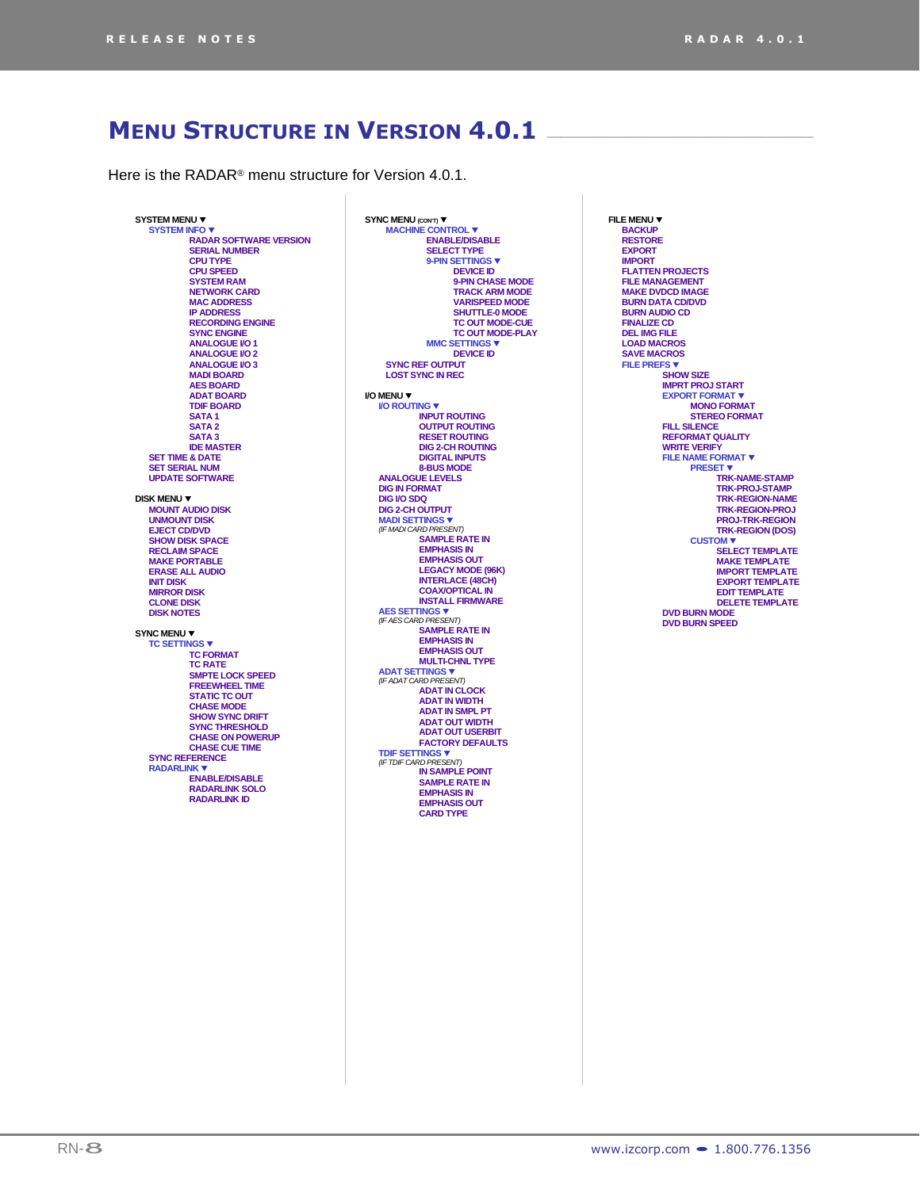# Menu Structure in Version 4.0.1

Here is the RADAR® menu structure for Version 4.0.1.

- SYSTEM MENU ▼
  - SYSTEM INFO ▼
    - RADAR SOFTWARE VERSION
    - SERIAL NUMBER
    - CPU TYPE
    - CPU SPEED
    - SYSTEM RAM
    - NETWORK CARD
    - MAC ADDRESS
    - IP ADDRESS
    - RECORDING ENGINE
    - SYNC ENGINE
    - ANALOGUE I/O 1
    - ANALOGUE I/O 2
    - ANALOGUE I/O 3
    - MADI BOARD
    - AES BOARD
    - ADAT BOARD
    - TDIF BOARD
    - SATA 1
    - SATA 2
    - SATA 3
    - IDE MASTER
  - SET TIME & DATE
  - SET SERIAL NUM
  - UPDATE SOFTWARE

- DISK MENU ▼
  - MOUNT AUDIO DISK
  - UNMOUNT DISK
  - EJECT CD/DVD
  - SHOW DISK SPACE
  - RECLAIM SPACE
  - MAKE PORTABLE
  - ERASE ALL AUDIO
  - INIT DISK
  - MIRROR DISK
  - CLONE DISK
  - DISK NOTES

- SYNC MENU ▼
  - TC SETTINGS ▼
    - TC FORMAT
    - TC RATE
    - SMPTE LOCK SPEED
    - FREEWHEEL TIME
    - STATIC TC OUT
    - CHASE MODE
    - SHOW SYNC DRIFT
    - SYNC THRESHOLD
    - CHASE ON POWERUP
    - CHASE CUE TIME
  - SYNC REFERENCE
  - RADARLINK ▼
    - ENABLE/DISABLE
    - RADARLINK SOLO
    - RADARLINK ID

- SYNC MENU (CON'T) ▼
  - MACHINE CONTROL ▼
    - ENABLE/DISABLE
    - SELECT TYPE
    - 9-PIN SETTINGS ▼
      - DEVICE ID
      - 9-PIN CHASE MODE
      - TRACK ARM MODE
      - VARISPEED MODE
      - SHUTTLE-0 MODE
      - TC OUT MODE-CUE
      - TC OUT MODE-PLAY
    - MMC SETTINGS ▼
      - DEVICE ID
  - SYNC REF OUTPUT
  - LOST SYNC IN REC

- I/O MENU ▼
  - I/O ROUTING ▼
    - INPUT ROUTING
    - OUTPUT ROUTING
    - RESET ROUTING
    - DIG 2-CH ROUTING
    - DIGITAL INPUTS
    - 8-BUS MODE
  - ANALOGUE LEVELS
  - DIG IN FORMAT
  - DIG I/O SDQ
  - DIG 2-CH OUTPUT
  - MADI SETTINGS ▼ *(IF MADI CARD PRESENT)*
    - SAMPLE RATE IN
    - EMPHASIS IN
    - EMPHASIS OUT
    - LEGACY MODE (96K)
    - INTERLACE (48CH)
    - COAX/OPTICAL IN
    - INSTALL FIRMWARE
  - AES SETTINGS ▼ *(IF AES CARD PRESENT)*
    - SAMPLE RATE IN
    - EMPHASIS IN
    - EMPHASIS OUT
    - MULTI-CHNL TYPE
  - ADAT SETTINGS ▼ *(IF ADAT CARD PRESENT)*
    - ADAT IN CLOCK
    - ADAT IN WIDTH
    - ADAT IN SMPL PT
    - ADAT OUT WIDTH
    - ADAT OUT USERBIT
    - FACTORY DEFAULTS
  - TDIF SETTINGS ▼ *(IF TDIF CARD PRESENT)*
    - IN SAMPLE POINT
    - SAMPLE RATE IN
    - EMPHASIS IN
    - EMPHASIS OUT
    - CARD TYPE

- FILE MENU ▼
  - BACKUP
  - RESTORE
  - EXPORT
  - IMPORT
  - FLATTEN PROJECTS
  - FILE MANAGEMENT
  - MAKE DVDCD IMAGE
  - BURN DATA CD/DVD
  - BURN AUDIO CD
  - FINALIZE CD
  - DEL IMG FILE
  - LOAD MACROS
  - SAVE MACROS
  - FILE PREFS ▼
    - SHOW SIZE
    - IMPRT PROJ START
    - EXPORT FORMAT ▼
      - MONO FORMAT
      - STEREO FORMAT
    - FILL SILENCE
    - REFORMAT QUALITY
    - WRITE VERIFY
    - FILE NAME FORMAT ▼
      - PRESET ▼
        - TRK-NAME-STAMP
        - TRK-PROJ-STAMP
        - TRK-REGION-NAME
        - TRK-REGION-PROJ
        - PROJ-TRK-REGION
        - TRK-REGION (DOS)
      - CUSTOM ▼
        - SELECT TEMPLATE
        - MAKE TEMPLATE
        - IMPORT TEMPLATE
        - EXPORT TEMPLATE
        - EDIT TEMPLATE
        - DELETE TEMPLATE
    - DVD BURN MODE
    - DVD BURN SPEED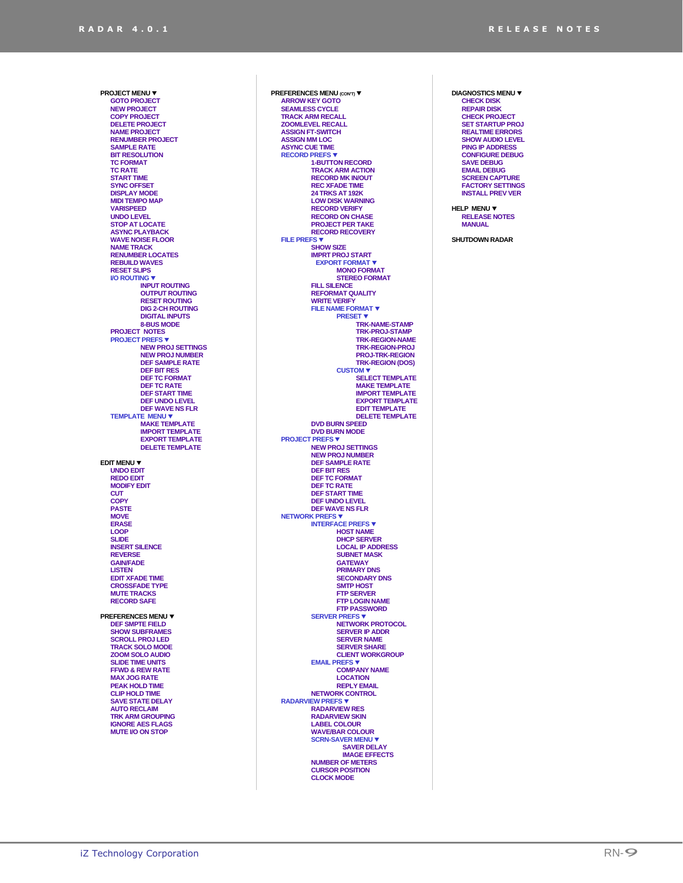- PROJECT MENU ▼
  - GOTO PROJECT
  - NEW PROJECT
  - COPY PROJECT
  - DELETE PROJECT
  - NAME PROJECT
  - RENUMBER PROJECT
  - SAMPLE RATE
  - BIT RESOLUTION
  - TC FORMAT
  - TC RATE
  - START TIME
  - SYNC OFFSET
  - DISPLAY MODE
  - MIDI TEMPO MAP
  - VARISPEED
  - UNDO LEVEL
  - STOP AT LOCATE
  - ASYNC PLAYBACK
  - WAVE NOISE FLOOR
  - NAME TRACK
  - RENUMBER LOCATES
  - REBUILD WAVES
  - RESET SLIPS
  - I/O ROUTING ▼
    - INPUT ROUTING
    - OUTPUT ROUTING
    - RESET ROUTING
    - DIG 2-CH ROUTING
    - DIGITAL INPUTS
    - 8-BUS MODE
  - PROJECT NOTES
  - PROJECT PREFS ▼
    - NEW PROJ SETTINGS
    - NEW PROJ NUMBER
    - DEF SAMPLE RATE
    - DEF BIT RES
    - DEF TC FORMAT
    - DEF TC RATE
    - DEF START TIME
    - DEF UNDO LEVEL
    - DEF WAVE NS FLR
  - TEMPLATE MENU ▼
    - MAKE TEMPLATE
    - IMPORT TEMPLATE
    - EXPORT TEMPLATE
    - DELETE TEMPLATE

- EDIT MENU ▼
  - UNDO EDIT
  - REDO EDIT
  - MODIFY EDIT
  - CUT
  - COPY
  - PASTE
  - MOVE
  - ERASE
  - LOOP
  - SLIDE
  - INSERT SILENCE
  - REVERSE
  - GAIN/FADE
  - LISTEN
  - EDIT XFADE TIME
  - CROSSFADE TYPE
  - MUTE TRACKS
  - RECORD SAFE

- PREFERENCES MENU ▼
  - DEF SMPTE FIELD
  - SHOW SUBFRAMES
  - SCROLL PROJ LED
  - TRACK SOLO MODE
  - ZOOM SOLO AUDIO
  - SLIDE TIME UNITS
  - FFWD & REW RATE
  - MAX JOG RATE
  - PEAK HOLD TIME
  - CLIP HOLD TIME
  - SAVE STATE DELAY
  - AUTO RECLAIM
  - TRK ARM GROUPING
  - IGNORE AES FLAGS
  - MUTE I/O ON STOP

- PREFERENCES MENU (CON'T) ▼
  - ARROW KEY GOTO
  - SEAMLESS CYCLE
  - TRACK ARM RECALL
  - ZOOMLEVEL RECALL
  - ASSIGN FT-SWITCH
  - ASSIGN MM LOC
  - ASYNC CUE TIME
  - RECORD PREFS ▼
    - 1-BUTTON RECORD
    - TRACK ARM ACTION
    - RECORD MK IN/OUT
    - REC XFADE TIME
    - 24 TRKS AT 192K
    - LOW DISK WARNING
    - RECORD VERIFY
    - RECORD ON CHASE
    - PROJECT PER TAKE
    - RECORD RECOVERY
  - FILE PREFS ▼
    - SHOW SIZE
    - IMPRT PROJ START
    - EXPORT FORMAT ▼
      - MONO FORMAT
      - STEREO FORMAT
    - FILL SILENCE
    - REFORMAT QUALITY
    - WRITE VERIFY
    - FILE NAME FORMAT ▼
      - PRESET ▼
        - TRK-NAME-STAMP
        - TRK-PROJ-STAMP
        - TRK-REGION-NAME
        - TRK-REGION-PROJ
        - PROJ-TRK-REGION
        - TRK-REGION (DOS)
      - CUSTOM ▼
        - SELECT TEMPLATE
        - MAKE TEMPLATE
        - IMPORT TEMPLATE
        - EXPORT TEMPLATE
        - EDIT TEMPLATE
        - DELETE TEMPLATE
    - DVD BURN SPEED
    - DVD BURN MODE
  - PROJECT PREFS ▼
    - NEW PROJ SETTINGS
    - NEW PROJ NUMBER
    - DEF SAMPLE RATE
    - DEF BIT RES
    - DEF TC FORMAT
    - DEF TC RATE
    - DEF START TIME
    - DEF UNDO LEVEL
    - DEF WAVE NS FLR
  - NETWORK PREFS ▼
    - INTERFACE PREFS ▼
      - HOST NAME
      - DHCP SERVER
      - LOCAL IP ADDRESS
      - SUBNET MASK
      - GATEWAY
      - PRIMARY DNS
      - SECONDARY DNS
      - SMTP HOST
      - FTP SERVER
      - FTP LOGIN NAME
      - FTP PASSWORD
    - SERVER PREFS ▼
      - NETWORK PROTOCOL
      - SERVER IP ADDR
      - SERVER NAME
      - SERVER SHARE
      - CLIENT WORKGROUP
    - EMAIL PREFS ▼
      - COMPANY NAME
      - LOCATION
      - REPLY EMAIL
    - NETWORK CONTROL
  - RADARVIEW PREFS ▼
    - RADARVIEW RES
    - RADARVIEW SKIN
    - LABEL COLOUR
    - WAVE/BAR COLOUR
    - SCRN-SAVER MENU ▼
      - SAVER DELAY
      - IMAGE EFFECTS
    - NUMBER OF METERS
    - CURSOR POSITION
    - CLOCK MODE

- DIAGNOSTICS MENU ▼
  - CHECK DISK
  - REPAIR DISK
  - CHECK PROJECT
  - SET STARTUP PROJ
  - REALTIME ERRORS
  - SHOW AUDIO LEVEL
  - PING IP ADDRESS
  - CONFIGURE DEBUG
  - SAVE DEBUG
  - EMAIL DEBUG
  - SCREEN CAPTURE
  - FACTORY SETTINGS
  - INSTALL PREV VER

- HELP MENU ▼
  - RELEASE NOTES
  - MANUAL

- SHUTDOWN RADAR